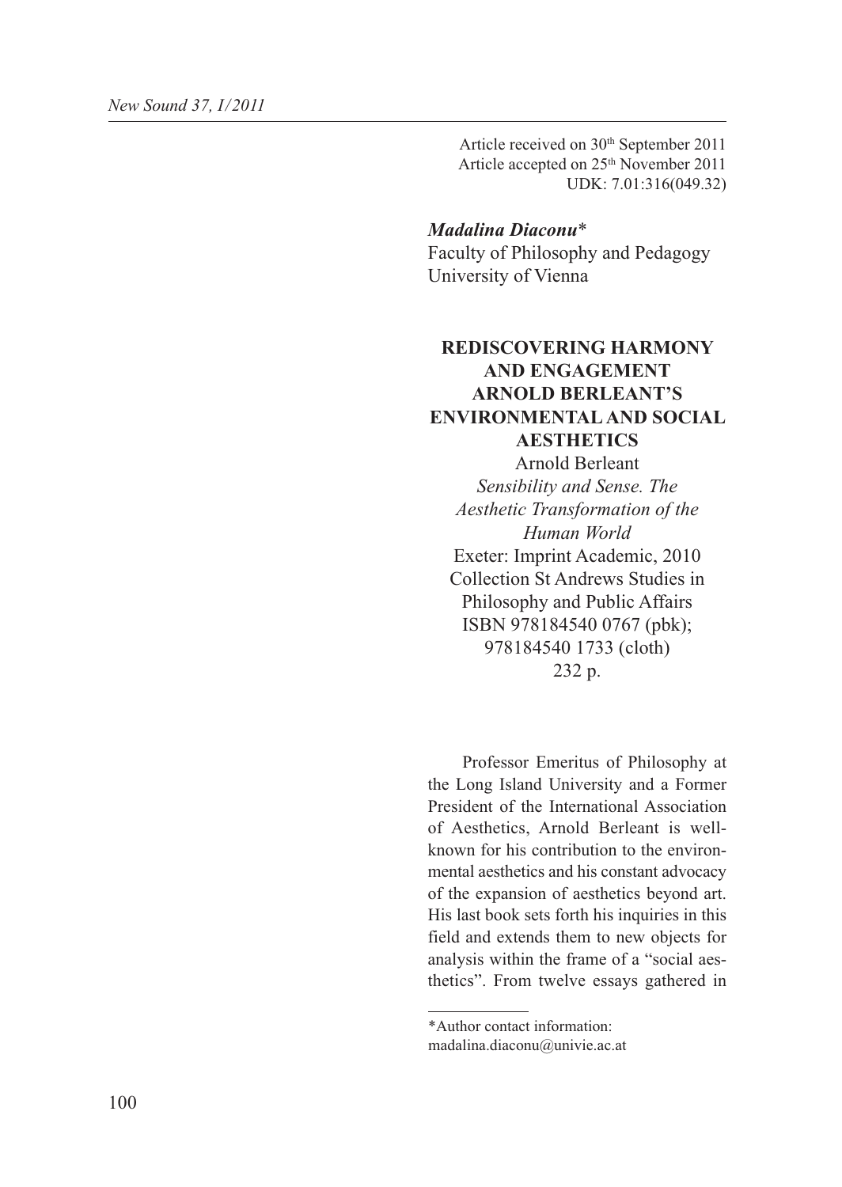Article received on 30th September 2011
Article accepted on 25th November 2011
UDK: 7.01:316(049.32)

***Madalina Diaconu****
Faculty of Philosophy and Pedagogy
University of Vienna

## REDISCOVERING HARMONY AND ENGAGEMENT ARNOLD BERLEANT'S ENVIRONMENTAL AND SOCIAL AESTHETICS

Arnold Berleant
*Sensibility and Sense. The Aesthetic Transformation of the Human World*
Exeter: Imprint Academic, 2010
Collection St Andrews Studies in Philosophy and Public Affairs
ISBN 978184540 0767 (pbk); 978184540 1733 (cloth)
232 p.

Professor Emeritus of Philosophy at the Long Island University and a Former President of the International Association of Aesthetics, Arnold Berleant is well-known for his contribution to the environmental aesthetics and his constant advocacy of the expansion of aesthetics beyond art. His last book sets forth his inquiries in this field and extends them to new objects for analysis within the frame of a "social aesthetics". From twelve essays gathered in

*Author contact information: madalina.diaconu@univie.ac.at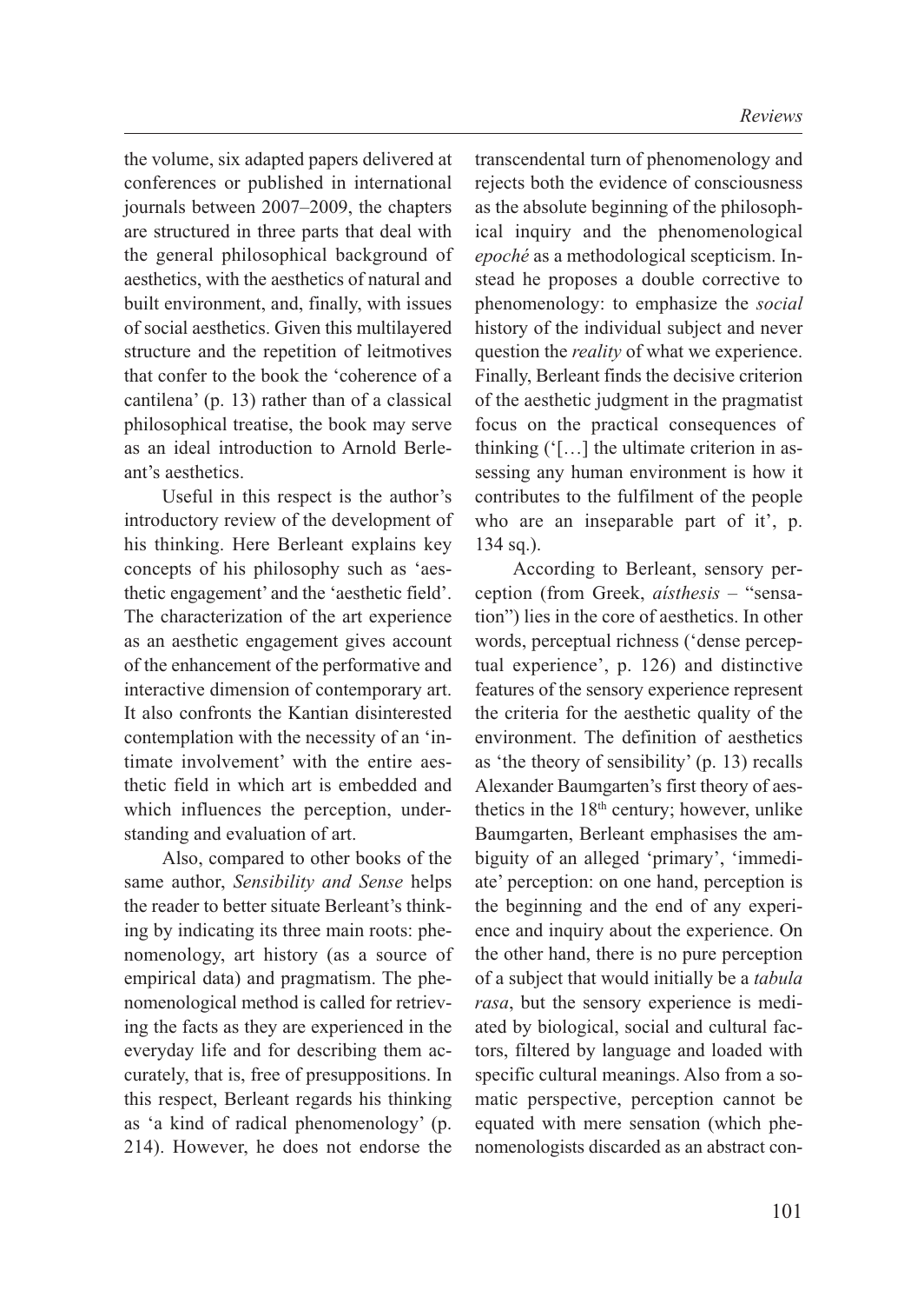the volume, six adapted papers delivered at conferences or published in international journals between 2007–2009, the chapters are structured in three parts that deal with the general philosophical background of aesthetics, with the aesthetics of natural and built environment, and, finally, with issues of social aesthetics. Given this multilayered structure and the repetition of leitmotives that confer to the book the 'coherence of a cantilena' (p. 13) rather than of a classical philosophical treatise, the book may serve as an ideal introduction to Arnold Berleant's aesthetics.

Useful in this respect is the author's introductory review of the development of his thinking. Here Berleant explains key concepts of his philosophy such as 'aesthetic engagement' and the 'aesthetic field'. The characterization of the art experience as an aesthetic engagement gives account of the enhancement of the performative and interactive dimension of contemporary art. It also confronts the Kantian disinterested contemplation with the necessity of an 'intimate involvement' with the entire aesthetic field in which art is embedded and which influences the perception, understanding and evaluation of art.

Also, compared to other books of the same author, *Sensibility and Sense* helps the reader to better situate Berleant's thinking by indicating its three main roots: phenomenology, art history (as a source of empirical data) and pragmatism. The phenomenological method is called for retrieving the facts as they are experienced in the everyday life and for describing them accurately, that is, free of presuppositions. In this respect, Berleant regards his thinking as 'a kind of radical phenomenology' (p. 214). However, he does not endorse the transcendental turn of phenomenology and rejects both the evidence of consciousness as the absolute beginning of the philosophical inquiry and the phenomenological *epoché* as a methodological scepticism. Instead he proposes a double corrective to phenomenology: to emphasize the *social* history of the individual subject and never question the *reality* of what we experience. Finally, Berleant finds the decisive criterion of the aesthetic judgment in the pragmatist focus on the practical consequences of thinking ('[…] the ultimate criterion in assessing any human environment is how it contributes to the fulfilment of the people who are an inseparable part of it', p. 134 sq.).

According to Berleant, sensory perception (from Greek, *aísthesis* – "sensation") lies in the core of aesthetics. In other words, perceptual richness ('dense perceptual experience', p. 126) and distinctive features of the sensory experience represent the criteria for the aesthetic quality of the environment. The definition of aesthetics as 'the theory of sensibility' (p. 13) recalls Alexander Baumgarten's first theory of aesthetics in the 18th century; however, unlike Baumgarten, Berleant emphasises the ambiguity of an alleged 'primary', 'immediate' perception: on one hand, perception is the beginning and the end of any experience and inquiry about the experience. On the other hand, there is no pure perception of a subject that would initially be a *tabula rasa*, but the sensory experience is mediated by biological, social and cultural factors, filtered by language and loaded with specific cultural meanings. Also from a somatic perspective, perception cannot be equated with mere sensation (which phenomenologists discarded as an abstract con-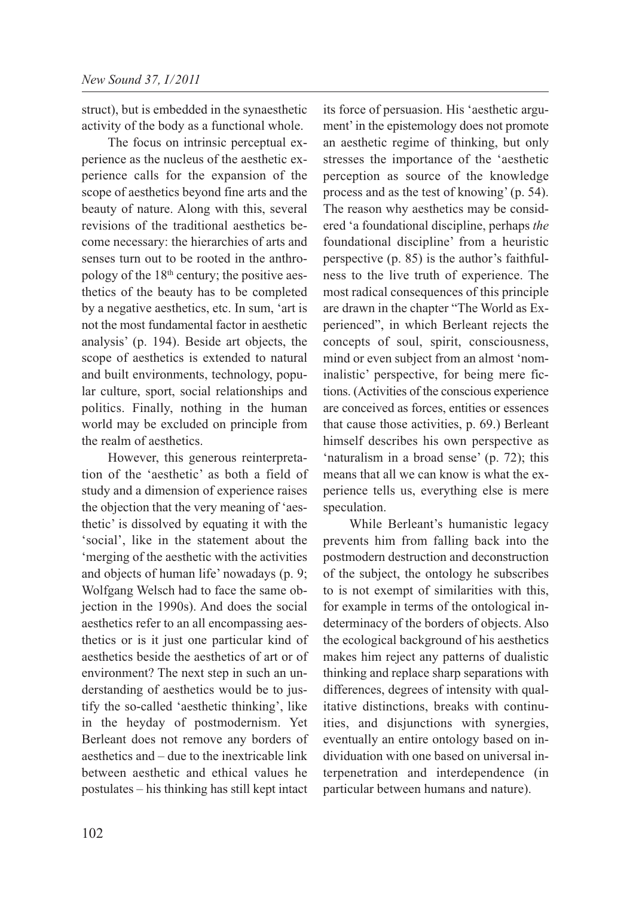struct), but is embedded in the synaesthetic activity of the body as a functional whole.

The focus on intrinsic perceptual experience as the nucleus of the aesthetic experience calls for the expansion of the scope of aesthetics beyond fine arts and the beauty of nature. Along with this, several revisions of the traditional aesthetics become necessary: the hierarchies of arts and senses turn out to be rooted in the anthropology of the 18th century; the positive aesthetics of the beauty has to be completed by a negative aesthetics, etc. In sum, 'art is not the most fundamental factor in aesthetic analysis' (p. 194). Beside art objects, the scope of aesthetics is extended to natural and built environments, technology, popular culture, sport, social relationships and politics. Finally, nothing in the human world may be excluded on principle from the realm of aesthetics.

However, this generous reinterpretation of the 'aesthetic' as both a field of study and a dimension of experience raises the objection that the very meaning of 'aesthetic' is dissolved by equating it with the 'social', like in the statement about the 'merging of the aesthetic with the activities and objects of human life' nowadays (p. 9; Wolfgang Welsch had to face the same objection in the 1990s). And does the social aesthetics refer to an all encompassing aesthetics or is it just one particular kind of aesthetics beside the aesthetics of art or of environment? The next step in such an understanding of aesthetics would be to justify the so-called 'aesthetic thinking', like in the heyday of postmodernism. Yet Berleant does not remove any borders of aesthetics and – due to the inextricable link between aesthetic and ethical values he postulates – his thinking has still kept intact its force of persuasion. His 'aesthetic argument' in the epistemology does not promote an aesthetic regime of thinking, but only stresses the importance of the 'aesthetic perception as source of the knowledge process and as the test of knowing' (p. 54). The reason why aesthetics may be considered 'a foundational discipline, perhaps *the* foundational discipline' from a heuristic perspective (p. 85) is the author's faithfulness to the live truth of experience. The most radical consequences of this principle are drawn in the chapter "The World as Experienced", in which Berleant rejects the concepts of soul, spirit, consciousness, mind or even subject from an almost 'nominalistic' perspective, for being mere fictions. (Activities of the conscious experience are conceived as forces, entities or essences that cause those activities, p. 69.) Berleant himself describes his own perspective as 'naturalism in a broad sense' (p. 72); this means that all we can know is what the experience tells us, everything else is mere speculation.

While Berleant's humanistic legacy prevents him from falling back into the postmodern destruction and deconstruction of the subject, the ontology he subscribes to is not exempt of similarities with this, for example in terms of the ontological indeterminacy of the borders of objects. Also the ecological background of his aesthetics makes him reject any patterns of dualistic thinking and replace sharp separations with differences, degrees of intensity with qualitative distinctions, breaks with continuities, and disjunctions with synergies, eventually an entire ontology based on individuation with one based on universal interpenetration and interdependence (in particular between humans and nature).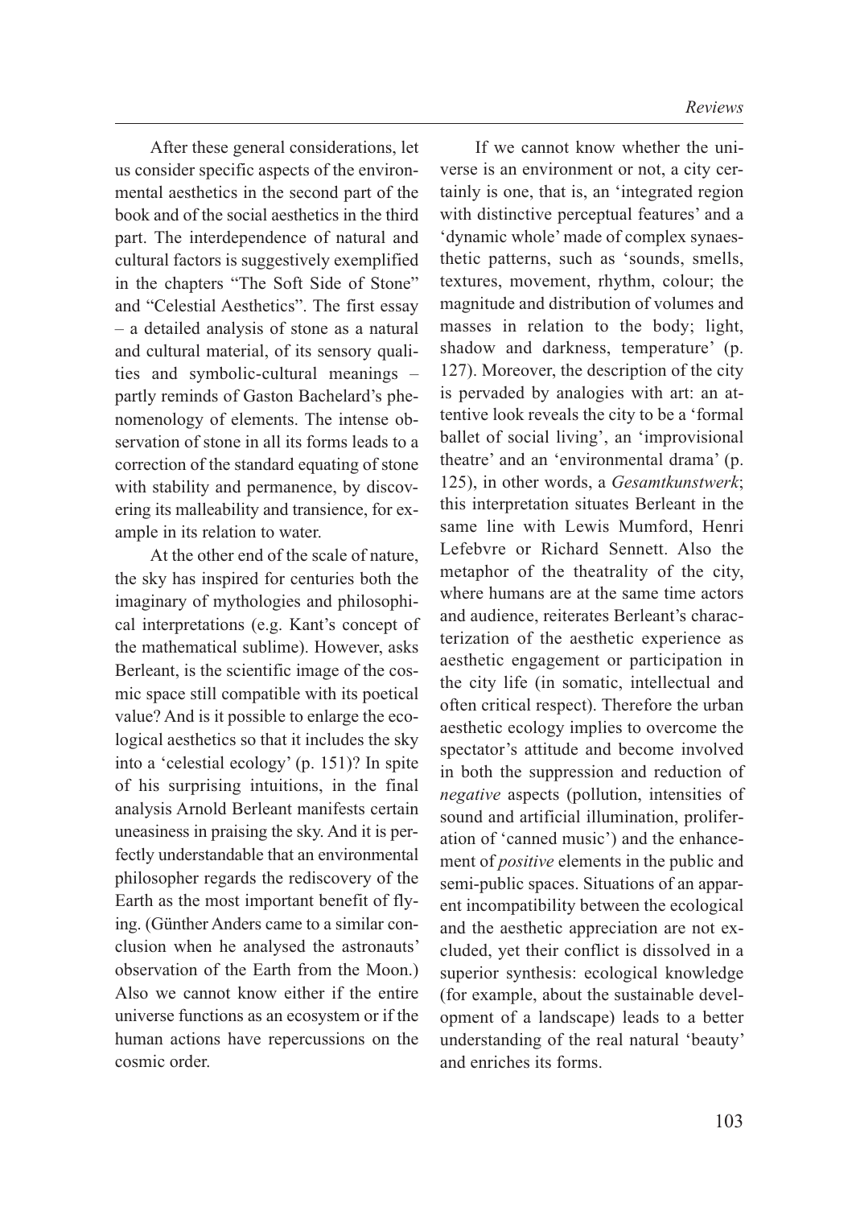After these general considerations, let us consider specific aspects of the environmental aesthetics in the second part of the book and of the social aesthetics in the third part. The interdependence of natural and cultural factors is suggestively exemplified in the chapters "The Soft Side of Stone" and "Celestial Aesthetics". The first essay – a detailed analysis of stone as a natural and cultural material, of its sensory qualities and symbolic-cultural meanings – partly reminds of Gaston Bachelard's phenomenology of elements. The intense observation of stone in all its forms leads to a correction of the standard equating of stone with stability and permanence, by discovering its malleability and transience, for example in its relation to water.

At the other end of the scale of nature, the sky has inspired for centuries both the imaginary of mythologies and philosophical interpretations (e.g. Kant's concept of the mathematical sublime). However, asks Berleant, is the scientific image of the cosmic space still compatible with its poetical value? And is it possible to enlarge the ecological aesthetics so that it includes the sky into a 'celestial ecology' (p. 151)? In spite of his surprising intuitions, in the final analysis Arnold Berleant manifests certain uneasiness in praising the sky. And it is perfectly understandable that an environmental philosopher regards the rediscovery of the Earth as the most important benefit of flying. (Günther Anders came to a similar conclusion when he analysed the astronauts' observation of the Earth from the Moon.) Also we cannot know either if the entire universe functions as an ecosystem or if the human actions have repercussions on the cosmic order.

If we cannot know whether the universe is an environment or not, a city certainly is one, that is, an 'integrated region with distinctive perceptual features' and a 'dynamic whole' made of complex synaesthetic patterns, such as 'sounds, smells, textures, movement, rhythm, colour; the magnitude and distribution of volumes and masses in relation to the body; light, shadow and darkness, temperature' (p. 127). Moreover, the description of the city is pervaded by analogies with art: an attentive look reveals the city to be a 'formal ballet of social living', an 'improvisional theatre' and an 'environmental drama' (p. 125), in other words, a *Gesamtkunstwerk*; this interpretation situates Berleant in the same line with Lewis Mumford, Henri Lefebvre or Richard Sennett. Also the metaphor of the theatrality of the city, where humans are at the same time actors and audience, reiterates Berleant's characterization of the aesthetic experience as aesthetic engagement or participation in the city life (in somatic, intellectual and often critical respect). Therefore the urban aesthetic ecology implies to overcome the spectator's attitude and become involved in both the suppression and reduction of *negative* aspects (pollution, intensities of sound and artificial illumination, proliferation of 'canned music') and the enhancement of *positive* elements in the public and semi-public spaces. Situations of an apparent incompatibility between the ecological and the aesthetic appreciation are not excluded, yet their conflict is dissolved in a superior synthesis: ecological knowledge (for example, about the sustainable development of a landscape) leads to a better understanding of the real natural 'beauty' and enriches its forms.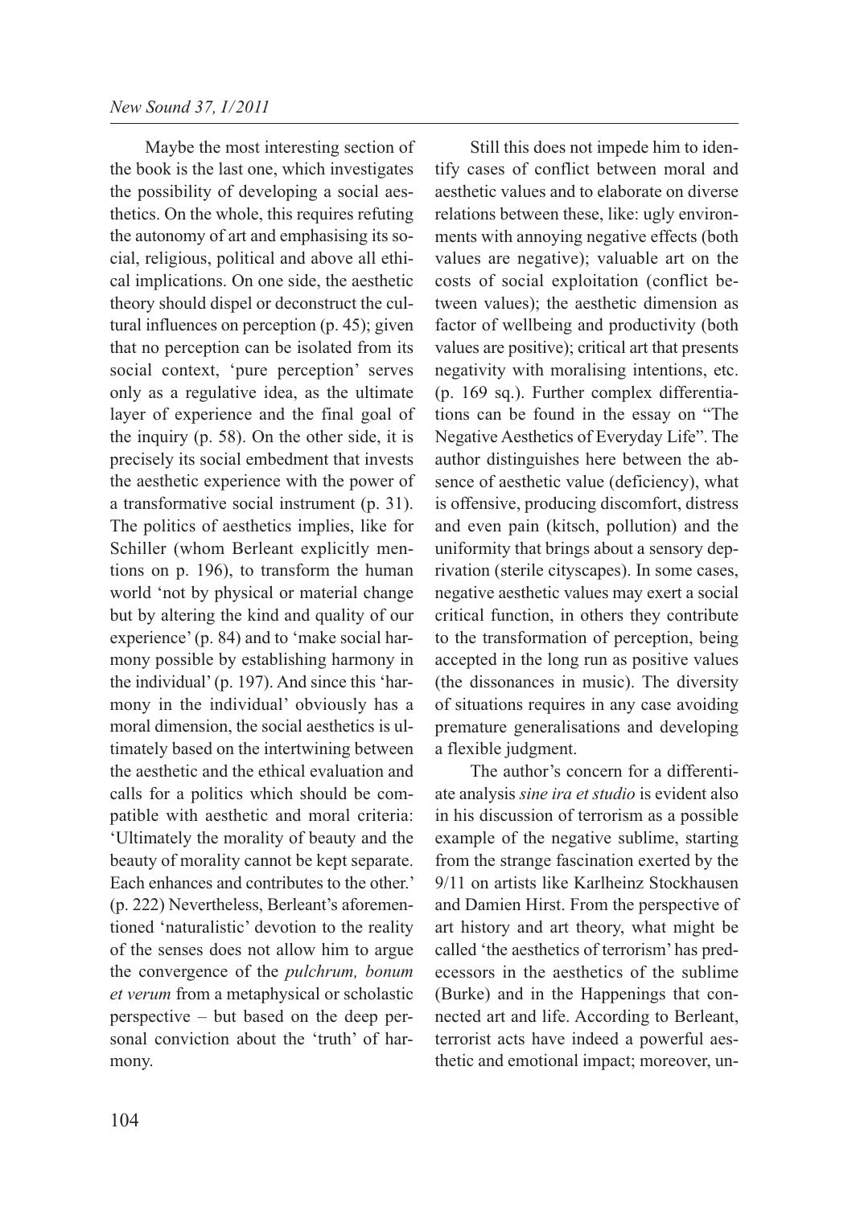Maybe the most interesting section of the book is the last one, which investigates the possibility of developing a social aesthetics. On the whole, this requires refuting the autonomy of art and emphasising its social, religious, political and above all ethical implications. On one side, the aesthetic theory should dispel or deconstruct the cultural influences on perception (p. 45); given that no perception can be isolated from its social context, 'pure perception' serves only as a regulative idea, as the ultimate layer of experience and the final goal of the inquiry (p. 58). On the other side, it is precisely its social embedment that invests the aesthetic experience with the power of a transformative social instrument (p. 31). The politics of aesthetics implies, like for Schiller (whom Berleant explicitly mentions on p. 196), to transform the human world 'not by physical or material change but by altering the kind and quality of our experience' (p. 84) and to 'make social harmony possible by establishing harmony in the individual' (p. 197). And since this 'harmony in the individual' obviously has a moral dimension, the social aesthetics is ultimately based on the intertwining between the aesthetic and the ethical evaluation and calls for a politics which should be compatible with aesthetic and moral criteria: 'Ultimately the morality of beauty and the beauty of morality cannot be kept separate. Each enhances and contributes to the other.' (p. 222) Nevertheless, Berleant's aforementioned 'naturalistic' devotion to the reality of the senses does not allow him to argue the convergence of the *pulchrum, bonum et verum* from a metaphysical or scholastic perspective – but based on the deep personal conviction about the 'truth' of harmony.

Still this does not impede him to identify cases of conflict between moral and aesthetic values and to elaborate on diverse relations between these, like: ugly environments with annoying negative effects (both values are negative); valuable art on the costs of social exploitation (conflict between values); the aesthetic dimension as factor of wellbeing and productivity (both values are positive); critical art that presents negativity with moralising intentions, etc. (p. 169 sq.). Further complex differentiations can be found in the essay on "The Negative Aesthetics of Everyday Life". The author distinguishes here between the absence of aesthetic value (deficiency), what is offensive, producing discomfort, distress and even pain (kitsch, pollution) and the uniformity that brings about a sensory deprivation (sterile cityscapes). In some cases, negative aesthetic values may exert a social critical function, in others they contribute to the transformation of perception, being accepted in the long run as positive values (the dissonances in music). The diversity of situations requires in any case avoiding premature generalisations and developing a flexible judgment.

The author's concern for a differentiate analysis *sine ira et studio* is evident also in his discussion of terrorism as a possible example of the negative sublime, starting from the strange fascination exerted by the 9/11 on artists like Karlheinz Stockhausen and Damien Hirst. From the perspective of art history and art theory, what might be called 'the aesthetics of terrorism' has predecessors in the aesthetics of the sublime (Burke) and in the Happenings that connected art and life. According to Berleant, terrorist acts have indeed a powerful aesthetic and emotional impact; moreover, un-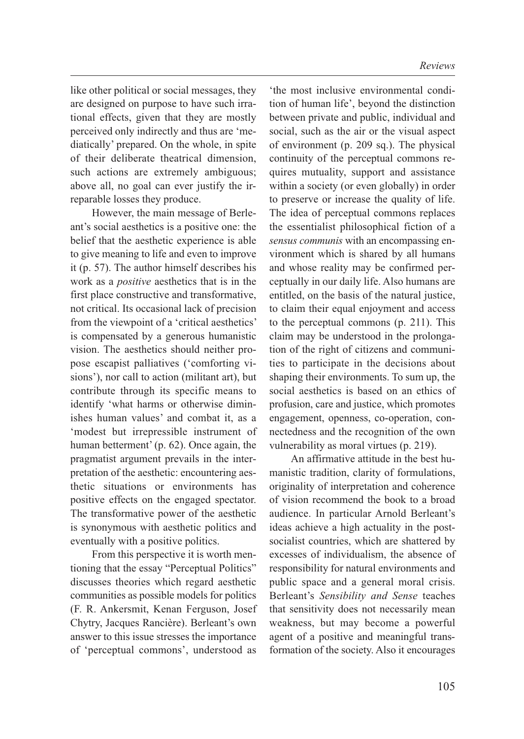like other political or social messages, they are designed on purpose to have such irrational effects, given that they are mostly perceived only indirectly and thus are 'mediatically' prepared. On the whole, in spite of their deliberate theatrical dimension, such actions are extremely ambiguous; above all, no goal can ever justify the irreparable losses they produce.

However, the main message of Berleant's social aesthetics is a positive one: the belief that the aesthetic experience is able to give meaning to life and even to improve it (p. 57). The author himself describes his work as a *positive* aesthetics that is in the first place constructive and transformative, not critical. Its occasional lack of precision from the viewpoint of a 'critical aesthetics' is compensated by a generous humanistic vision. The aesthetics should neither propose escapist palliatives ('comforting visions'), nor call to action (militant art), but contribute through its specific means to identify 'what harms or otherwise diminishes human values' and combat it, as a 'modest but irrepressible instrument of human betterment' (p. 62). Once again, the pragmatist argument prevails in the interpretation of the aesthetic: encountering aesthetic situations or environments has positive effects on the engaged spectator. The transformative power of the aesthetic is synonymous with aesthetic politics and eventually with a positive politics.

From this perspective it is worth mentioning that the essay "Perceptual Politics" discusses theories which regard aesthetic communities as possible models for politics (F. R. Ankersmit, Kenan Ferguson, Josef Chytry, Jacques Rancière). Berleant's own answer to this issue stresses the importance of 'perceptual commons', understood as 'the most inclusive environmental condition of human life', beyond the distinction between private and public, individual and social, such as the air or the visual aspect of environment (p. 209 sq.). The physical continuity of the perceptual commons requires mutuality, support and assistance within a society (or even globally) in order to preserve or increase the quality of life. The idea of perceptual commons replaces the essentialist philosophical fiction of a *sensus communis* with an encompassing environment which is shared by all humans and whose reality may be confirmed perceptually in our daily life. Also humans are entitled, on the basis of the natural justice, to claim their equal enjoyment and access to the perceptual commons (p. 211). This claim may be understood in the prolongation of the right of citizens and communities to participate in the decisions about shaping their environments. To sum up, the social aesthetics is based on an ethics of profusion, care and justice, which promotes engagement, openness, co-operation, connectedness and the recognition of the own vulnerability as moral virtues (p. 219).

An affirmative attitude in the best humanistic tradition, clarity of formulations, originality of interpretation and coherence of vision recommend the book to a broad audience. In particular Arnold Berleant's ideas achieve a high actuality in the post-socialist countries, which are shattered by excesses of individualism, the absence of responsibility for natural environments and public space and a general moral crisis. Berleant's *Sensibility and Sense* teaches that sensitivity does not necessarily mean weakness, but may become a powerful agent of a positive and meaningful transformation of the society. Also it encourages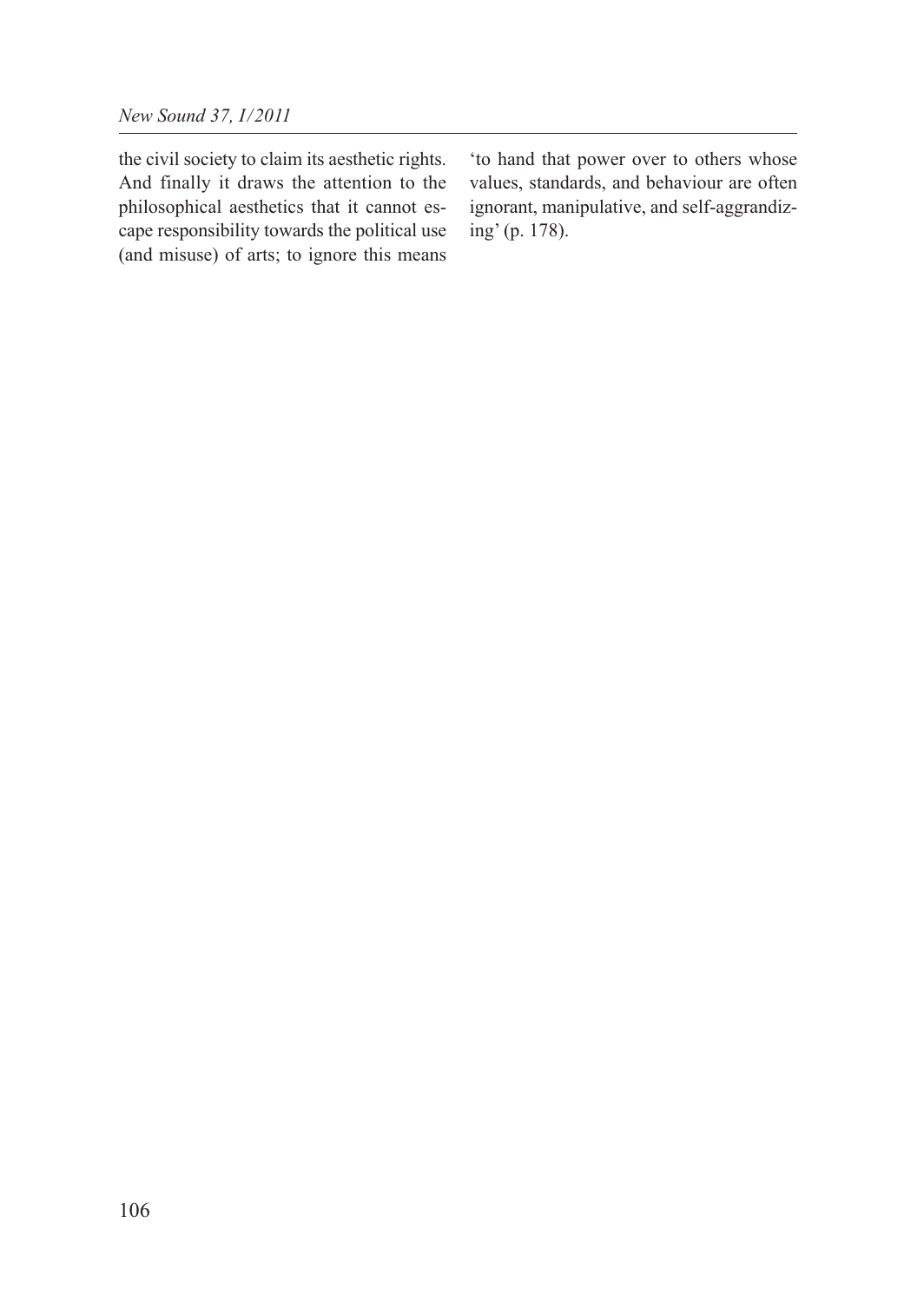the civil society to claim its aesthetic rights. And finally it draws the attention to the philosophical aesthetics that it cannot escape responsibility towards the political use (and misuse) of arts; to ignore this means 'to hand that power over to others whose values, standards, and behaviour are often ignorant, manipulative, and self-aggrandizing' (p. 178).